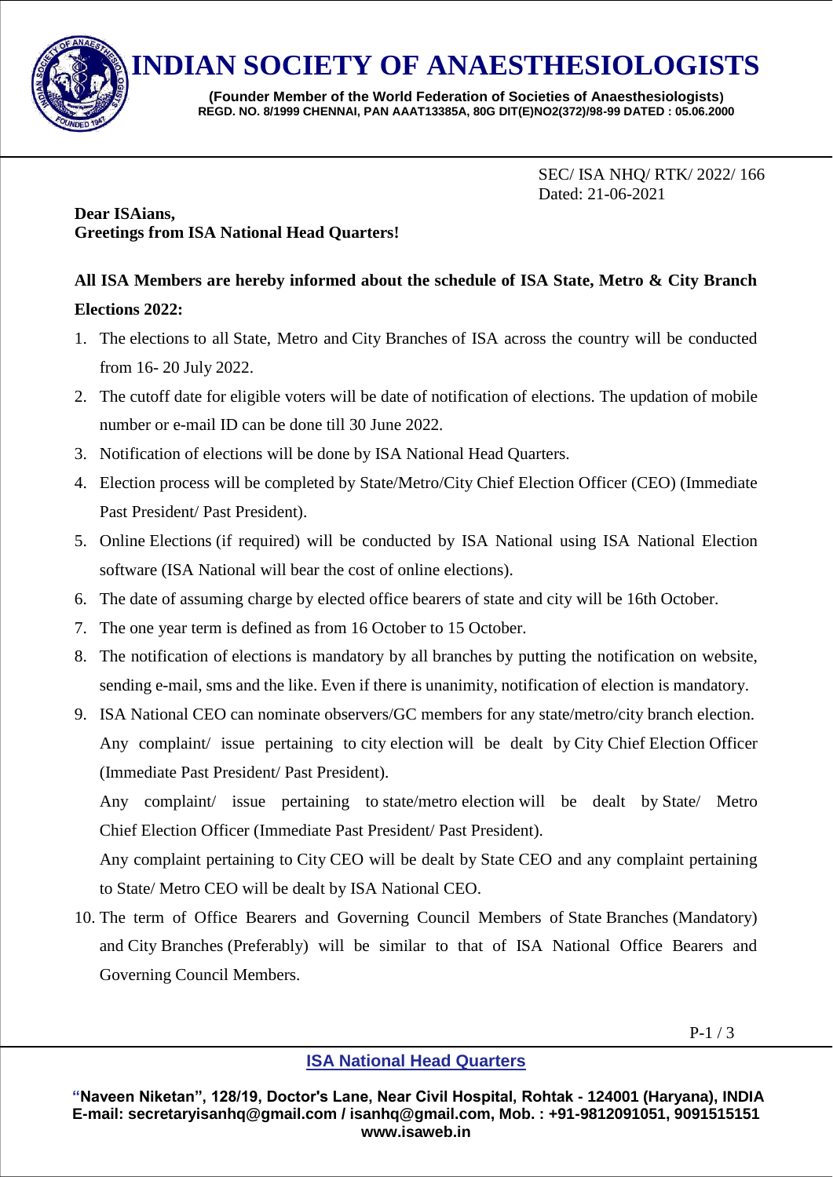# INDIAN SOCIETY OF ANAESTHESIOLOGISTS

**(Founder Member of the World Federation of Societies of Anaesthesiologists)**
**REGD. NO. 8/1999 CHENNAI, PAN AAAT13385A, 80G DIT(E)NO2(372)/98-99 DATED : 05.06.2000**

SEC/ ISA NHQ/ RTK/ 2022/ 166
Dated: 21-06-2021

**Dear ISAians,**
**Greetings from ISA National Head Quarters!**

**All ISA Members are hereby informed about the schedule of ISA State, Metro & City Branch Elections 2022:**

1. The elections to all State, Metro and City Branches of ISA across the country will be conducted from 16- 20 July 2022.
2. The cutoff date for eligible voters will be date of notification of elections. The updation of mobile number or e-mail ID can be done till 30 June 2022.
3. Notification of elections will be done by ISA National Head Quarters.
4. Election process will be completed by State/Metro/City Chief Election Officer (CEO) (Immediate Past President/ Past President).
5. Online Elections (if required) will be conducted by ISA National using ISA National Election software (ISA National will bear the cost of online elections).
6. The date of assuming charge by elected office bearers of state and city will be 16th October.
7. The one year term is defined as from 16 October to 15 October.
8. The notification of elections is mandatory by all branches by putting the notification on website, sending e-mail, sms and the like. Even if there is unanimity, notification of election is mandatory.
9. ISA National CEO can nominate observers/GC members for any state/metro/city branch election. Any complaint/ issue pertaining to city election will be dealt by City Chief Election Officer (Immediate Past President/ Past President).

   Any complaint/ issue pertaining to state/metro election will be dealt by State/ Metro Chief Election Officer (Immediate Past President/ Past President).

   Any complaint pertaining to City CEO will be dealt by State CEO and any complaint pertaining to State/ Metro CEO will be dealt by ISA National CEO.
10. The term of Office Bearers and Governing Council Members of State Branches (Mandatory) and City Branches (Preferably) will be similar to that of ISA National Office Bearers and Governing Council Members.

**ISA National Head Quarters**

**"Naveen Niketan", 128/19, Doctor's Lane, Near Civil Hospital, Rohtak - 124001 (Haryana), INDIA**
**E-mail: secretaryisanhq@gmail.com / isanhq@gmail.com, Mob. : +91-9812091051, 9091515151**
**www.isaweb.in**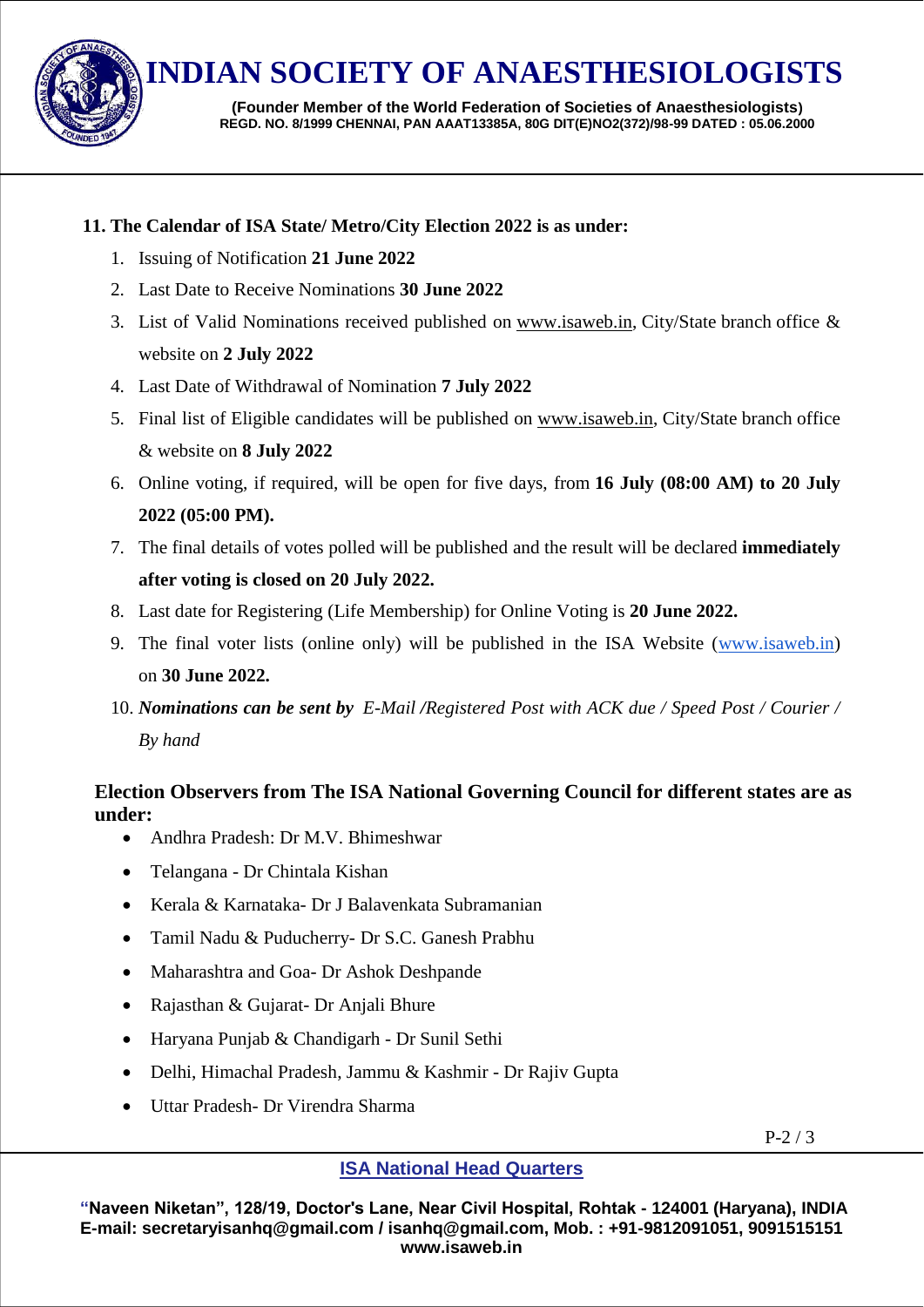**11. The Calendar of ISA State/ Metro/City Election 2022 is as under:**

1. Issuing of Notification **21 June 2022**
2. Last Date to Receive Nominations **30 June 2022**
3. List of Valid Nominations received published on www.isaweb.in, City/State branch office & website on **2 July 2022**
4. Last Date of Withdrawal of Nomination **7 July 2022**
5. Final list of Eligible candidates will be published on www.isaweb.in, City/State branch office & website on **8 July 2022**
6. Online voting, if required, will be open for five days, from **16 July (08:00 AM) to 20 July 2022 (05:00 PM).**
7. The final details of votes polled will be published and the result will be declared **immediately after voting is closed on 20 July 2022.**
8. Last date for Registering (Life Membership) for Online Voting is **20 June 2022.**
9. The final voter lists (online only) will be published in the ISA Website (www.isaweb.in) on **30 June 2022.**
10. ***Nominations can be sent by*** *E-Mail /Registered Post with ACK due / Speed Post / Courier / By hand*

**Election Observers from The ISA National Governing Council for different states are as under:**

- Andhra Pradesh: Dr M.V. Bhimeshwar
- Telangana - Dr Chintala Kishan
- Kerala & Karnataka- Dr J Balavenkata Subramanian
- Tamil Nadu & Puducherry- Dr S.C. Ganesh Prabhu
- Maharashtra and Goa- Dr Ashok Deshpande
- Rajasthan & Gujarat- Dr Anjali Bhure
- Haryana Punjab & Chandigarh - Dr Sunil Sethi
- Delhi, Himachal Pradesh, Jammu & Kashmir - Dr Rajiv Gupta
- Uttar Pradesh- Dr Virendra Sharma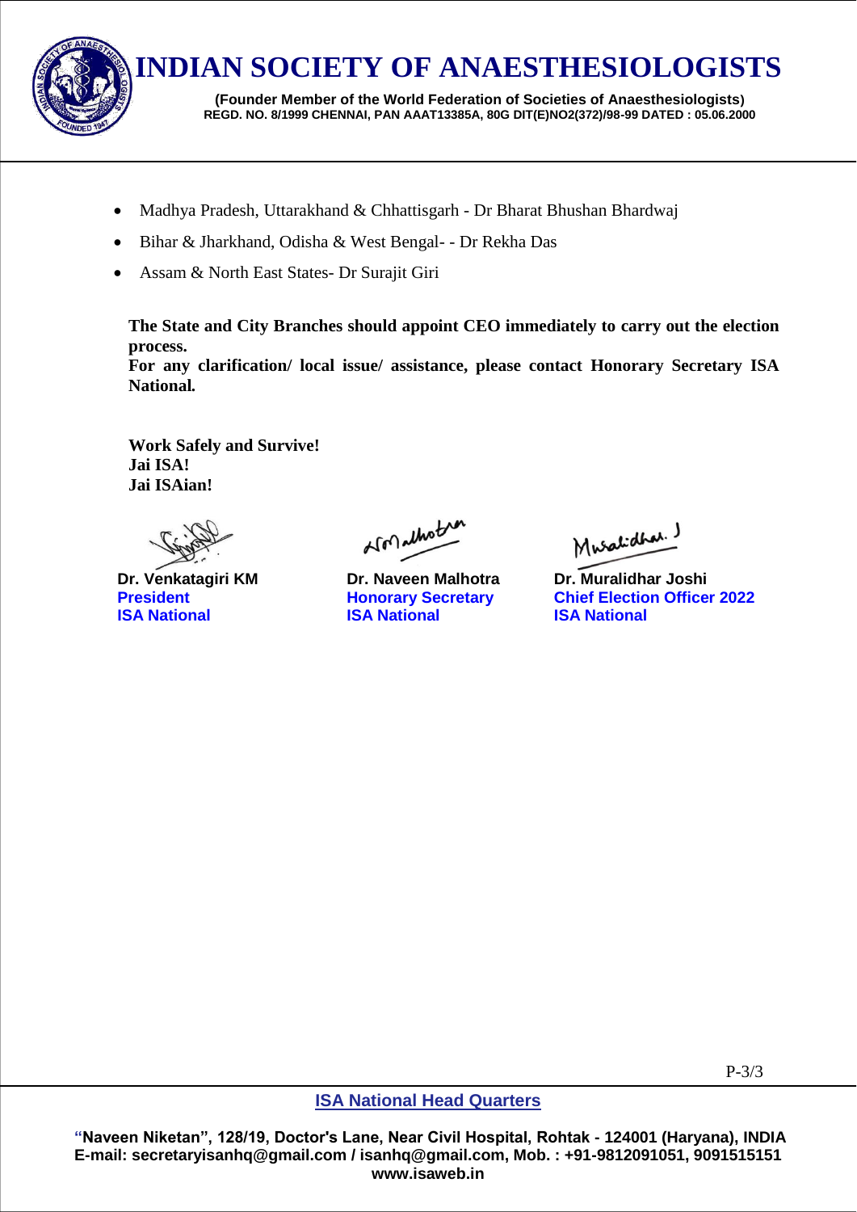- Madhya Pradesh, Uttarakhand & Chhattisgarh - Dr Bharat Bhushan Bhardwaj
- Bihar & Jharkhand, Odisha & West Bengal- - Dr Rekha Das
- Assam & North East States- Dr Surajit Giri

**The State and City Branches should appoint CEO immediately to carry out the election process.**
**For any clarification/ local issue/ assistance, please contact Honorary Secretary ISA National.**

**Work Safely and Survive!**
**Jai ISA!**
**Jai ISAian!**

| | | |
|---|---|---|
| **Dr. Venkatagiri KM** | **Dr. Naveen Malhotra** | **Dr. Muralidhar Joshi** |
| **President** | **Honorary Secretary** | **Chief Election Officer 2022** |
| **ISA National** | **ISA National** | **ISA National** |